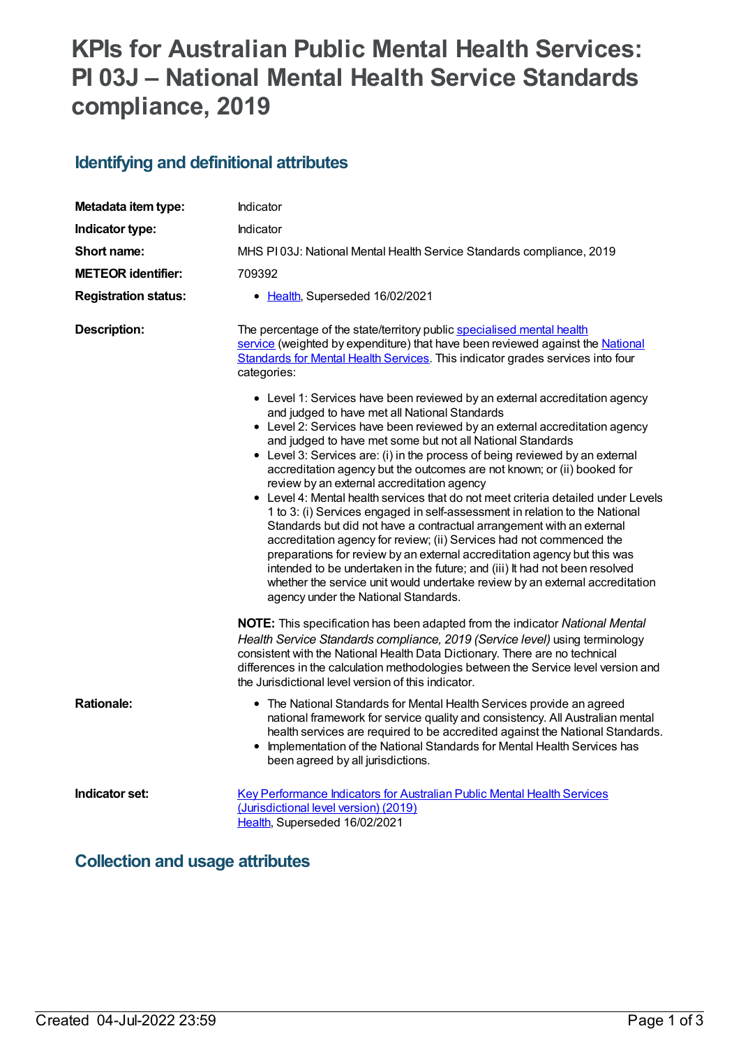# KPIs for Australian Public Mental Health Services: PI 03J – National Mental Health Service Standards compliance, 2019

## Identifying and definitional attributes

| | |
|---|---|
| **Metadata item type:** | Indicator |
| **Indicator type:** | Indicator |
| **Short name:** | MHS PI 03J: National Mental Health Service Standards compliance, 2019 |
| **METEOR identifier:** | 709392 |
| **Registration status:** | • Health, Superseded 16/02/2021 |

**Description:**

The percentage of the state/territory public specialised mental health service (weighted by expenditure) that have been reviewed against the National Standards for Mental Health Services. This indicator grades services into four categories:

- Level 1: Services have been reviewed by an external accreditation agency and judged to have met all National Standards
- Level 2: Services have been reviewed by an external accreditation agency and judged to have met some but not all National Standards
- Level 3: Services are: (i) in the process of being reviewed by an external accreditation agency but the outcomes are not known; or (ii) booked for review by an external accreditation agency
- Level 4: Mental health services that do not meet criteria detailed under Levels 1 to 3: (i) Services engaged in self-assessment in relation to the National Standards but did not have a contractual arrangement with an external accreditation agency for review; (ii) Services had not commenced the preparations for review by an external accreditation agency but this was intended to be undertaken in the future; and (iii) It had not been resolved whether the service unit would undertake review by an external accreditation agency under the National Standards.

**NOTE:** This specification has been adapted from the indicator *National Mental Health Service Standards compliance, 2019 (Service level)* using terminology consistent with the National Health Data Dictionary. There are no technical differences in the calculation methodologies between the Service level version and the Jurisdictional level version of this indicator.

**Rationale:**

- The National Standards for Mental Health Services provide an agreed national framework for service quality and consistency. All Australian mental health services are required to be accredited against the National Standards.
- Implementation of the National Standards for Mental Health Services has been agreed by all jurisdictions.

**Indicator set:**

Key Performance Indicators for Australian Public Mental Health Services (Jurisdictional level version) (2019)
Health, Superseded 16/02/2021

## Collection and usage attributes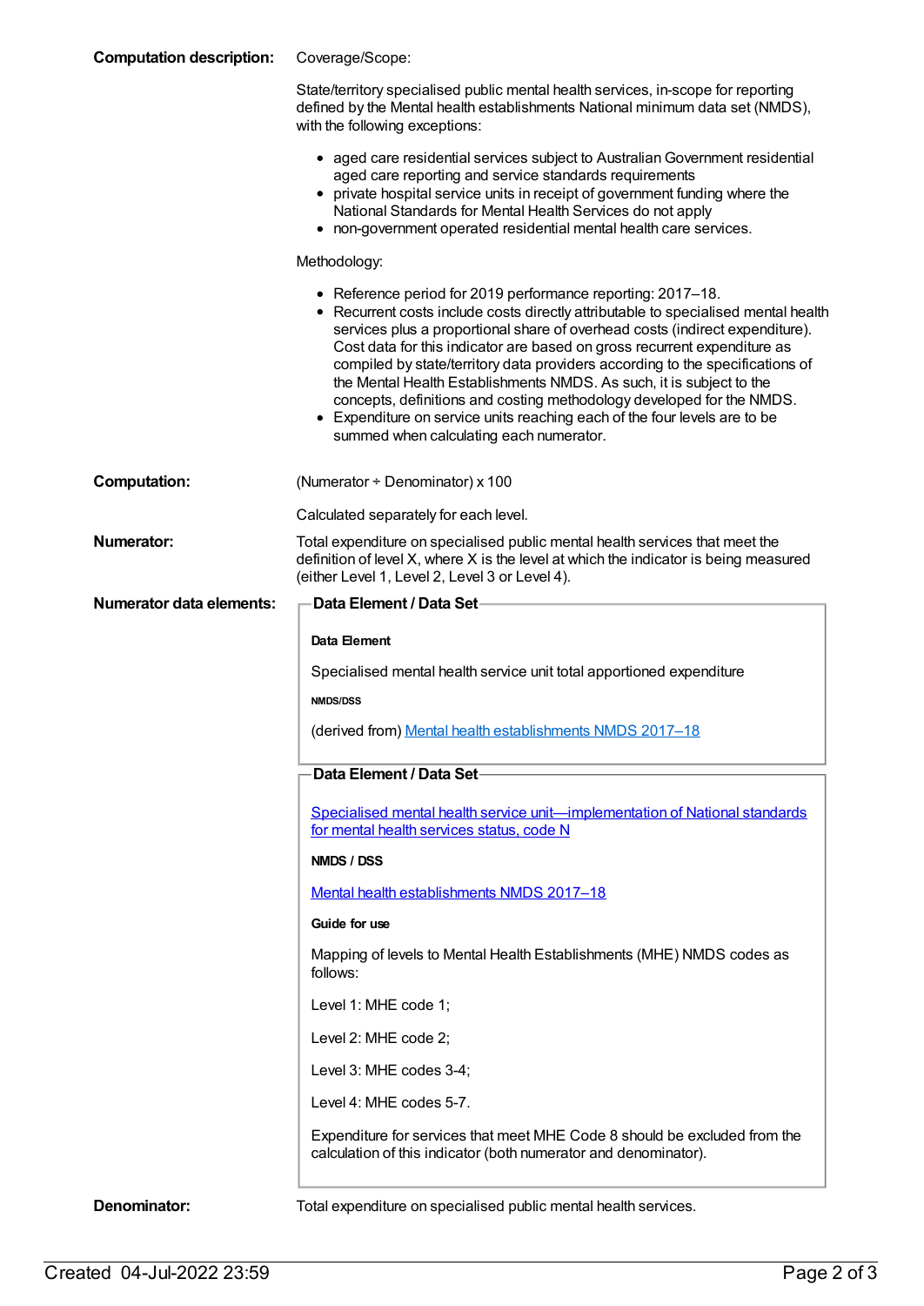**Computation description:**

Coverage/Scope:

State/territory specialised public mental health services, in-scope for reporting defined by the Mental health establishments National minimum data set (NMDS), with the following exceptions:

- aged care residential services subject to Australian Government residential aged care reporting and service standards requirements
- private hospital service units in receipt of government funding where the National Standards for Mental Health Services do not apply
- non-government operated residential mental health care services.

Methodology:

- Reference period for 2019 performance reporting: 2017–18.
- Recurrent costs include costs directly attributable to specialised mental health services plus a proportional share of overhead costs (indirect expenditure). Cost data for this indicator are based on gross recurrent expenditure as compiled by state/territory data providers according to the specifications of the Mental Health Establishments NMDS. As such, it is subject to the concepts, definitions and costing methodology developed for the NMDS.
- Expenditure on service units reaching each of the four levels are to be summed when calculating each numerator.

**Computation:**

(Numerator ÷ Denominator) x 100

Calculated separately for each level.

**Numerator:**

Total expenditure on specialised public mental health services that meet the definition of level X, where X is the level at which the indicator is being measured (either Level 1, Level 2, Level 3 or Level 4).

**Numerator data elements:**

**Data Element / Data Set**

**Data Element**

Specialised mental health service unit total apportioned expenditure

**NMDS/DSS**

(derived from) Mental health establishments NMDS 2017–18

**Data Element / Data Set**

Specialised mental health service unit—implementation of National standards for mental health services status, code N

**NMDS / DSS**

Mental health establishments NMDS 2017–18

**Guide for use**

Mapping of levels to Mental Health Establishments (MHE) NMDS codes as follows:

Level 1: MHE code 1;

Level 2: MHE code 2;

Level 3: MHE codes 3-4;

Level 4: MHE codes 5-7.

Expenditure for services that meet MHE Code 8 should be excluded from the calculation of this indicator (both numerator and denominator).

**Denominator:**

Total expenditure on specialised public mental health services.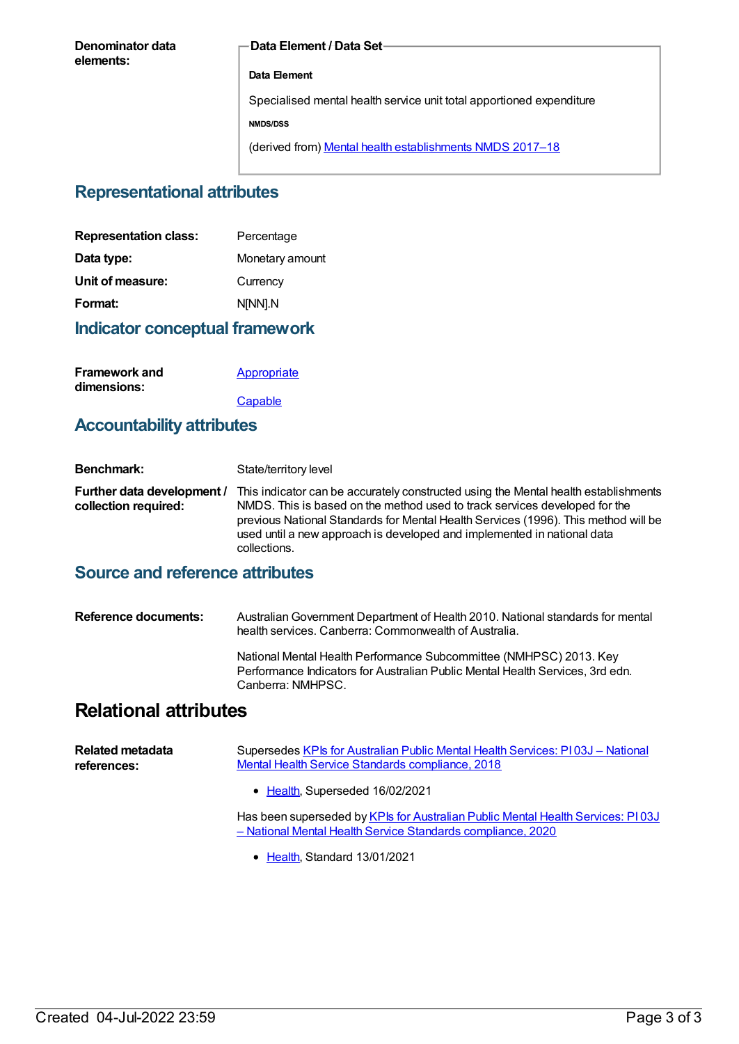**Denominator data elements:**

**Data Element / Data Set**

**Data Element**

Specialised mental health service unit total apportioned expenditure

**NMDS/DSS**

(derived from) Mental health establishments NMDS 2017–18

## Representational attributes

| | |
|---|---|
| **Representation class:** | Percentage |
| **Data type:** | Monetary amount |
| **Unit of measure:** | Currency |
| **Format:** | N[NN].N |

## Indicator conceptual framework

**Framework and dimensions:**

Appropriate

Capable

## Accountability attributes

**Benchmark:** State/territory level

**Further data development / collection required:** This indicator can be accurately constructed using the Mental health establishments NMDS. This is based on the method used to track services developed for the previous National Standards for Mental Health Services (1996). This method will be used until a new approach is developed and implemented in national data collections.

## Source and reference attributes

**Reference documents:**

Australian Government Department of Health 2010. National standards for mental health services. Canberra: Commonwealth of Australia.

National Mental Health Performance Subcommittee (NMHPSC) 2013. Key Performance Indicators for Australian Public Mental Health Services, 3rd edn. Canberra: NMHPSC.

# Relational attributes

**Related metadata references:**

Supersedes KPIs for Australian Public Mental Health Services: PI 03J – National Mental Health Service Standards compliance, 2018

- Health, Superseded 16/02/2021

Has been superseded by KPIs for Australian Public Mental Health Services: PI 03J – National Mental Health Service Standards compliance, 2020

- Health, Standard 13/01/2021